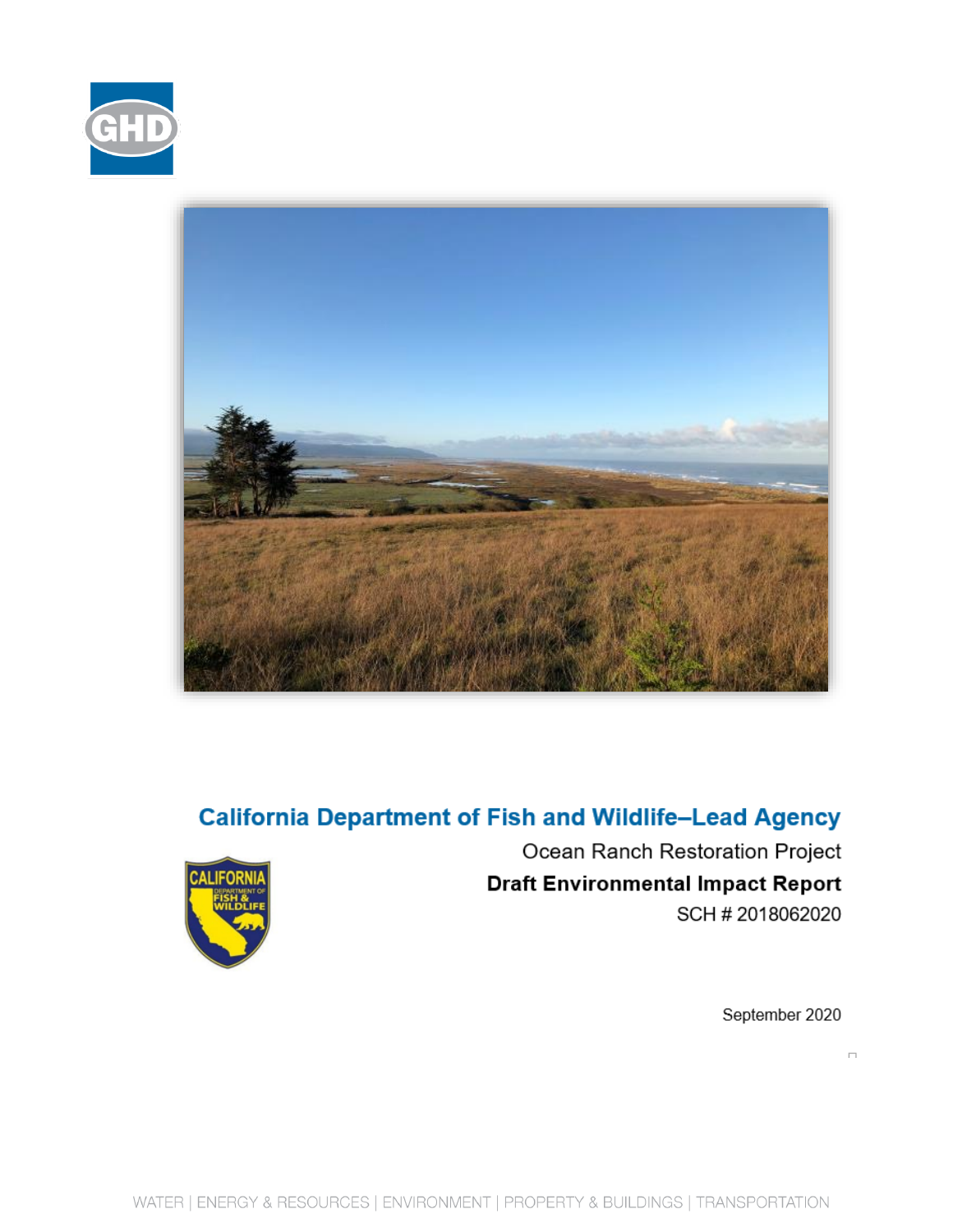GHD

# California Department of Fish and Wildlife–Lead Agency

Ocean Ranch Restoration Project

**Draft Environmental Impact Report**

SCH # 2018062020

September 2020

WATER | ENERGY & RESOURCES | ENVIRONMENT | PROPERTY & BUILDINGS | TRANSPORTATION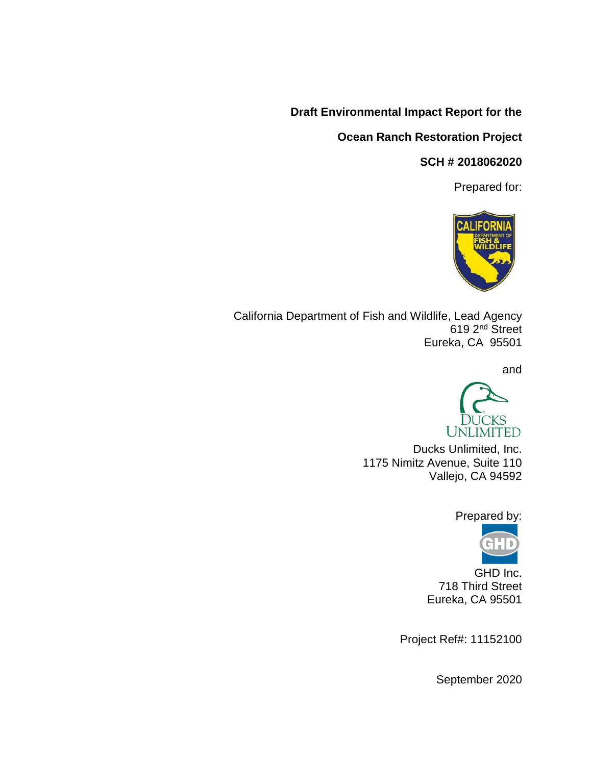**Draft Environmental Impact Report for the**

**Ocean Ranch Restoration Project**

**SCH # 2018062020**

Prepared for:

California Department of Fish and Wildlife, Lead Agency
619 2nd Street
Eureka, CA 95501

and

Ducks Unlimited, Inc.
1175 Nimitz Avenue, Suite 110
Vallejo, CA 94592

Prepared by:

GHD Inc.
718 Third Street
Eureka, CA 95501

Project Ref#: 11152100

September 2020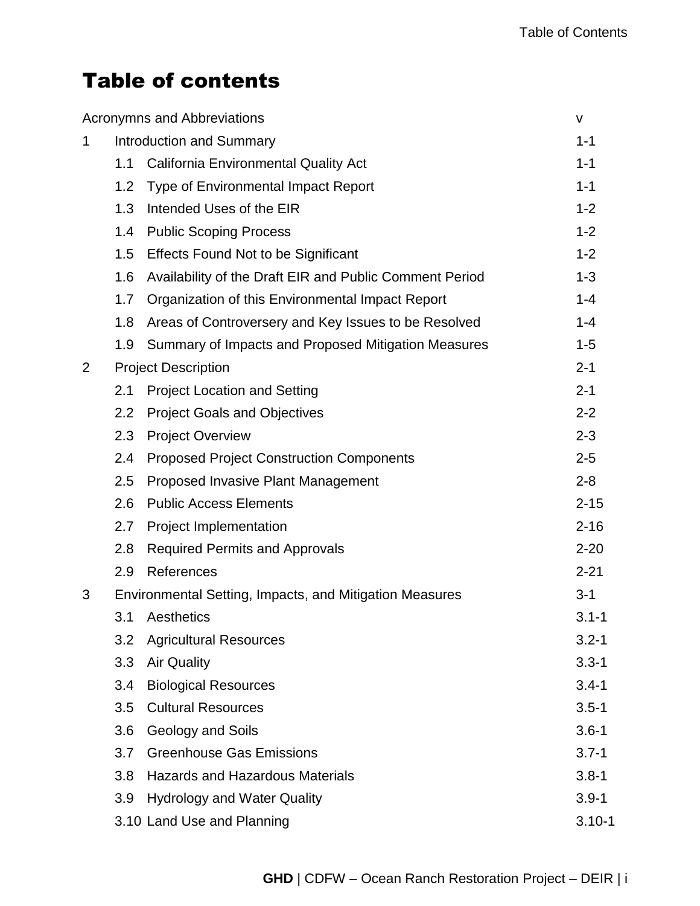# Table of contents

| | | |
|---|---|---|
| Acronymns and Abbreviations | | v |
| 1 | Introduction and Summary | 1-1 |
| | 1.1 California Environmental Quality Act | 1-1 |
| | 1.2 Type of Environmental Impact Report | 1-1 |
| | 1.3 Intended Uses of the EIR | 1-2 |
| | 1.4 Public Scoping Process | 1-2 |
| | 1.5 Effects Found Not to be Significant | 1-2 |
| | 1.6 Availability of the Draft EIR and Public Comment Period | 1-3 |
| | 1.7 Organization of this Environmental Impact Report | 1-4 |
| | 1.8 Areas of Controversery and Key Issues to be Resolved | 1-4 |
| | 1.9 Summary of Impacts and Proposed Mitigation Measures | 1-5 |
| 2 | Project Description | 2-1 |
| | 2.1 Project Location and Setting | 2-1 |
| | 2.2 Project Goals and Objectives | 2-2 |
| | 2.3 Project Overview | 2-3 |
| | 2.4 Proposed Project Construction Components | 2-5 |
| | 2.5 Proposed Invasive Plant Management | 2-8 |
| | 2.6 Public Access Elements | 2-15 |
| | 2.7 Project Implementation | 2-16 |
| | 2.8 Required Permits and Approvals | 2-20 |
| | 2.9 References | 2-21 |
| 3 | Environmental Setting, Impacts, and Mitigation Measures | 3-1 |
| | 3.1 Aesthetics | 3.1-1 |
| | 3.2 Agricultural Resources | 3.2-1 |
| | 3.3 Air Quality | 3.3-1 |
| | 3.4 Biological Resources | 3.4-1 |
| | 3.5 Cultural Resources | 3.5-1 |
| | 3.6 Geology and Soils | 3.6-1 |
| | 3.7 Greenhouse Gas Emissions | 3.7-1 |
| | 3.8 Hazards and Hazardous Materials | 3.8-1 |
| | 3.9 Hydrology and Water Quality | 3.9-1 |
| | 3.10 Land Use and Planning | 3.10-1 |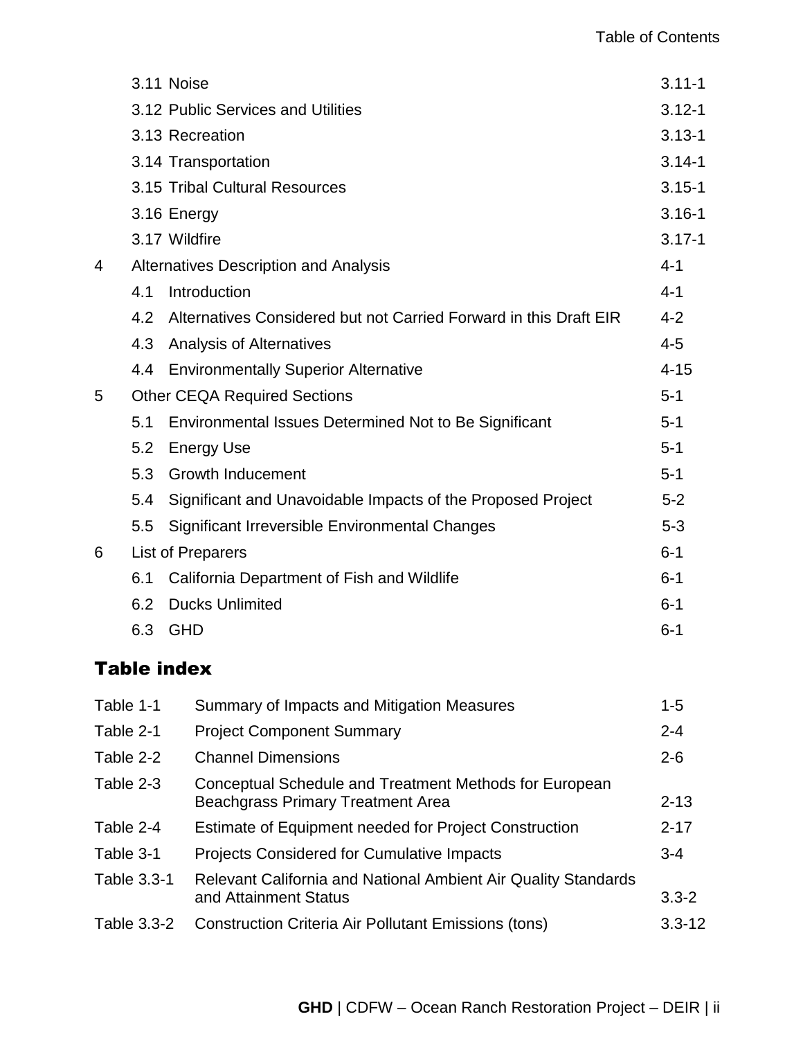| | | |
|---|---|---|
| 3.11 | Noise | 3.11-1 |
| 3.12 | Public Services and Utilities | 3.12-1 |
| 3.13 | Recreation | 3.13-1 |
| 3.14 | Transportation | 3.14-1 |
| 3.15 | Tribal Cultural Resources | 3.15-1 |
| 3.16 | Energy | 3.16-1 |
| 3.17 | Wildfire | 3.17-1 |
| 4 | Alternatives Description and Analysis | 4-1 |
| 4.1 | Introduction | 4-1 |
| 4.2 | Alternatives Considered but not Carried Forward in this Draft EIR | 4-2 |
| 4.3 | Analysis of Alternatives | 4-5 |
| 4.4 | Environmentally Superior Alternative | 4-15 |
| 5 | Other CEQA Required Sections | 5-1 |
| 5.1 | Environmental Issues Determined Not to Be Significant | 5-1 |
| 5.2 | Energy Use | 5-1 |
| 5.3 | Growth Inducement | 5-1 |
| 5.4 | Significant and Unavoidable Impacts of the Proposed Project | 5-2 |
| 5.5 | Significant Irreversible Environmental Changes | 5-3 |
| 6 | List of Preparers | 6-1 |
| 6.1 | California Department of Fish and Wildlife | 6-1 |
| 6.2 | Ducks Unlimited | 6-1 |
| 6.3 | GHD | 6-1 |

## Table index

| | | |
|---|---|---|
| Table 1-1 | Summary of Impacts and Mitigation Measures | 1-5 |
| Table 2-1 | Project Component Summary | 2-4 |
| Table 2-2 | Channel Dimensions | 2-6 |
| Table 2-3 | Conceptual Schedule and Treatment Methods for European Beachgrass Primary Treatment Area | 2-13 |
| Table 2-4 | Estimate of Equipment needed for Project Construction | 2-17 |
| Table 3-1 | Projects Considered for Cumulative Impacts | 3-4 |
| Table 3.3-1 | Relevant California and National Ambient Air Quality Standards and Attainment Status | 3.3-2 |
| Table 3.3-2 | Construction Criteria Air Pollutant Emissions (tons) | 3.3-12 |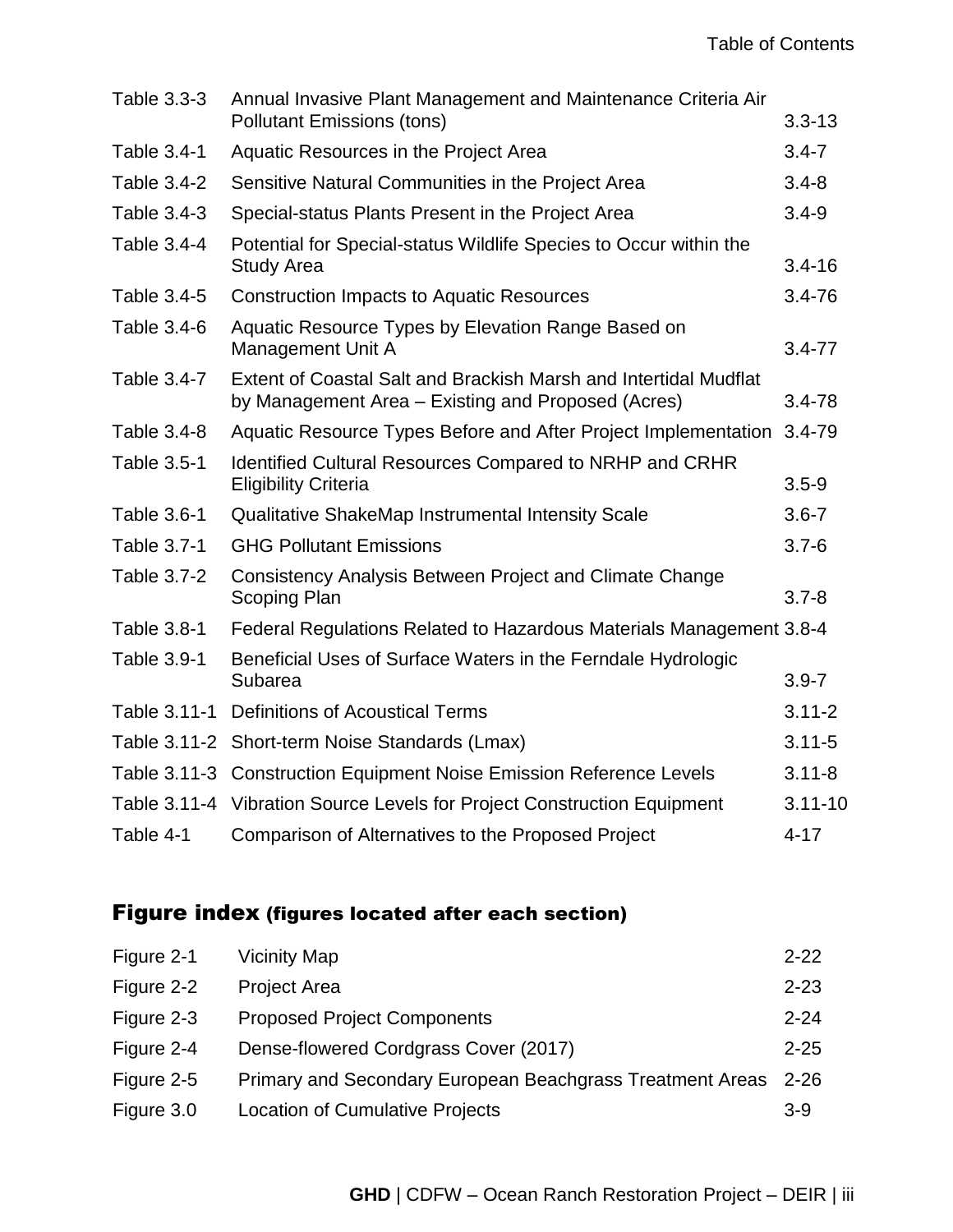| | | |
|---|---|---|
| Table 3.3-3 | Annual Invasive Plant Management and Maintenance Criteria Air Pollutant Emissions (tons) | 3.3-13 |
| Table 3.4-1 | Aquatic Resources in the Project Area | 3.4-7 |
| Table 3.4-2 | Sensitive Natural Communities in the Project Area | 3.4-8 |
| Table 3.4-3 | Special-status Plants Present in the Project Area | 3.4-9 |
| Table 3.4-4 | Potential for Special-status Wildlife Species to Occur within the Study Area | 3.4-16 |
| Table 3.4-5 | Construction Impacts to Aquatic Resources | 3.4-76 |
| Table 3.4-6 | Aquatic Resource Types by Elevation Range Based on Management Unit A | 3.4-77 |
| Table 3.4-7 | Extent of Coastal Salt and Brackish Marsh and Intertidal Mudflat by Management Area – Existing and Proposed (Acres) | 3.4-78 |
| Table 3.4-8 | Aquatic Resource Types Before and After Project Implementation | 3.4-79 |
| Table 3.5-1 | Identified Cultural Resources Compared to NRHP and CRHR Eligibility Criteria | 3.5-9 |
| Table 3.6-1 | Qualitative ShakeMap Instrumental Intensity Scale | 3.6-7 |
| Table 3.7-1 | GHG Pollutant Emissions | 3.7-6 |
| Table 3.7-2 | Consistency Analysis Between Project and Climate Change Scoping Plan | 3.7-8 |
| Table 3.8-1 | Federal Regulations Related to Hazardous Materials Management | 3.8-4 |
| Table 3.9-1 | Beneficial Uses of Surface Waters in the Ferndale Hydrologic Subarea | 3.9-7 |
| Table 3.11-1 | Definitions of Acoustical Terms | 3.11-2 |
| Table 3.11-2 | Short-term Noise Standards (Lmax) | 3.11-5 |
| Table 3.11-3 | Construction Equipment Noise Emission Reference Levels | 3.11-8 |
| Table 3.11-4 | Vibration Source Levels for Project Construction Equipment | 3.11-10 |
| Table 4-1 | Comparison of Alternatives to the Proposed Project | 4-17 |

## Figure index (figures located after each section)

| | | |
|---|---|---|
| Figure 2-1 | Vicinity Map | 2-22 |
| Figure 2-2 | Project Area | 2-23 |
| Figure 2-3 | Proposed Project Components | 2-24 |
| Figure 2-4 | Dense-flowered Cordgrass Cover (2017) | 2-25 |
| Figure 2-5 | Primary and Secondary European Beachgrass Treatment Areas | 2-26 |
| Figure 3.0 | Location of Cumulative Projects | 3-9 |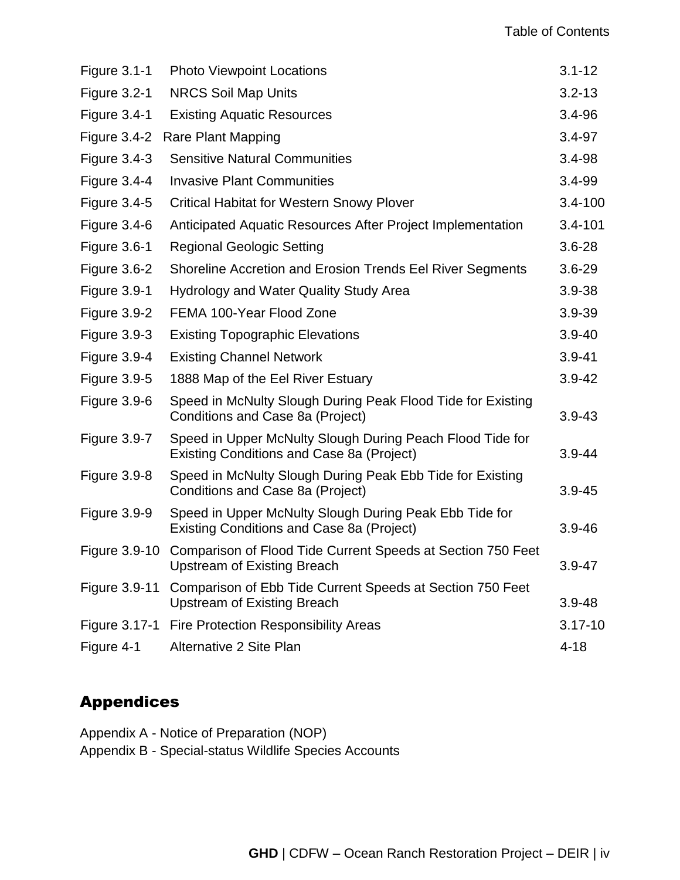| | | |
|---|---|---|
| Figure 3.1-1 | Photo Viewpoint Locations | 3.1-12 |
| Figure 3.2-1 | NRCS Soil Map Units | 3.2-13 |
| Figure 3.4-1 | Existing Aquatic Resources | 3.4-96 |
| Figure 3.4-2 | Rare Plant Mapping | 3.4-97 |
| Figure 3.4-3 | Sensitive Natural Communities | 3.4-98 |
| Figure 3.4-4 | Invasive Plant Communities | 3.4-99 |
| Figure 3.4-5 | Critical Habitat for Western Snowy Plover | 3.4-100 |
| Figure 3.4-6 | Anticipated Aquatic Resources After Project Implementation | 3.4-101 |
| Figure 3.6-1 | Regional Geologic Setting | 3.6-28 |
| Figure 3.6-2 | Shoreline Accretion and Erosion Trends Eel River Segments | 3.6-29 |
| Figure 3.9-1 | Hydrology and Water Quality Study Area | 3.9-38 |
| Figure 3.9-2 | FEMA 100-Year Flood Zone | 3.9-39 |
| Figure 3.9-3 | Existing Topographic Elevations | 3.9-40 |
| Figure 3.9-4 | Existing Channel Network | 3.9-41 |
| Figure 3.9-5 | 1888 Map of the Eel River Estuary | 3.9-42 |
| Figure 3.9-6 | Speed in McNulty Slough During Peak Flood Tide for Existing Conditions and Case 8a (Project) | 3.9-43 |
| Figure 3.9-7 | Speed in Upper McNulty Slough During Peach Flood Tide for Existing Conditions and Case 8a (Project) | 3.9-44 |
| Figure 3.9-8 | Speed in McNulty Slough During Peak Ebb Tide for Existing Conditions and Case 8a (Project) | 3.9-45 |
| Figure 3.9-9 | Speed in Upper McNulty Slough During Peak Ebb Tide for Existing Conditions and Case 8a (Project) | 3.9-46 |
| Figure 3.9-10 | Comparison of Flood Tide Current Speeds at Section 750 Feet Upstream of Existing Breach | 3.9-47 |
| Figure 3.9-11 | Comparison of Ebb Tide Current Speeds at Section 750 Feet Upstream of Existing Breach | 3.9-48 |
| Figure 3.17-1 | Fire Protection Responsibility Areas | 3.17-10 |
| Figure 4-1 | Alternative 2 Site Plan | 4-18 |

## Appendices

Appendix A - Notice of Preparation (NOP)
Appendix B - Special-status Wildlife Species Accounts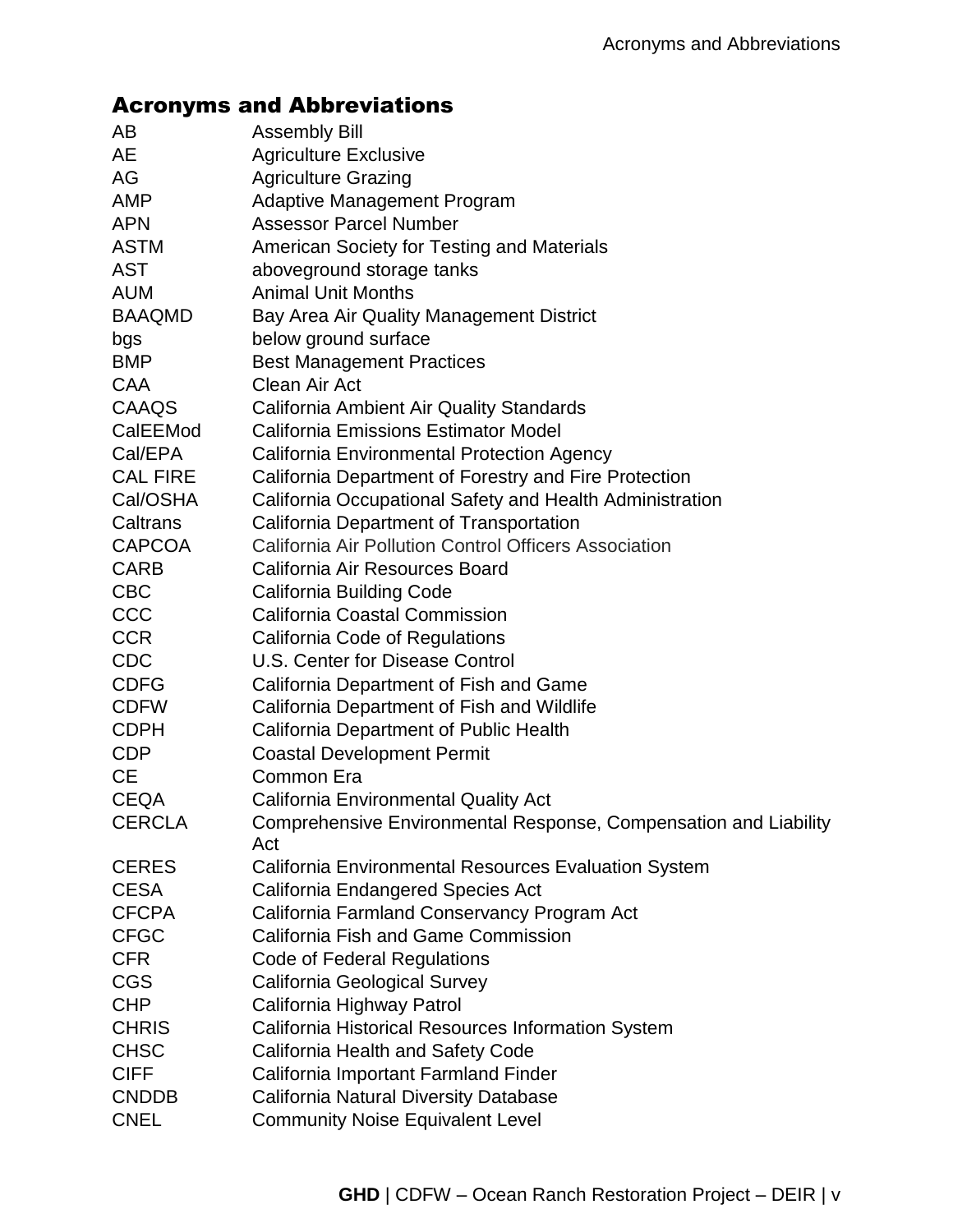## Acronyms and Abbreviations

| | |
|---|---|
| AB | Assembly Bill |
| AE | Agriculture Exclusive |
| AG | Agriculture Grazing |
| AMP | Adaptive Management Program |
| APN | Assessor Parcel Number |
| ASTM | American Society for Testing and Materials |
| AST | aboveground storage tanks |
| AUM | Animal Unit Months |
| BAAQMD | Bay Area Air Quality Management District |
| bgs | below ground surface |
| BMP | Best Management Practices |
| CAA | Clean Air Act |
| CAAQS | California Ambient Air Quality Standards |
| CalEEMod | California Emissions Estimator Model |
| Cal/EPA | California Environmental Protection Agency |
| CAL FIRE | California Department of Forestry and Fire Protection |
| Cal/OSHA | California Occupational Safety and Health Administration |
| Caltrans | California Department of Transportation |
| CAPCOA | California Air Pollution Control Officers Association |
| CARB | California Air Resources Board |
| CBC | California Building Code |
| CCC | California Coastal Commission |
| CCR | California Code of Regulations |
| CDC | U.S. Center for Disease Control |
| CDFG | California Department of Fish and Game |
| CDFW | California Department of Fish and Wildlife |
| CDPH | California Department of Public Health |
| CDP | Coastal Development Permit |
| CE | Common Era |
| CEQA | California Environmental Quality Act |
| CERCLA | Comprehensive Environmental Response, Compensation and Liability Act |
| CERES | California Environmental Resources Evaluation System |
| CESA | California Endangered Species Act |
| CFCPA | California Farmland Conservancy Program Act |
| CFGC | California Fish and Game Commission |
| CFR | Code of Federal Regulations |
| CGS | California Geological Survey |
| CHP | California Highway Patrol |
| CHRIS | California Historical Resources Information System |
| CHSC | California Health and Safety Code |
| CIFF | California Important Farmland Finder |
| CNDDB | California Natural Diversity Database |
| CNEL | Community Noise Equivalent Level |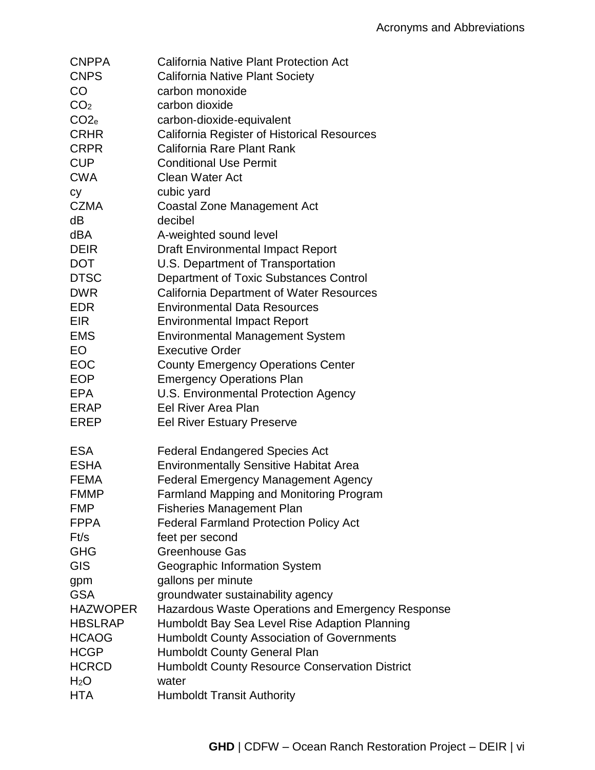| | |
|---|---|
| CNPPA | California Native Plant Protection Act |
| CNPS | California Native Plant Society |
| CO | carbon monoxide |
| $CO_2$ | carbon dioxide |
| $CO2_e$ | carbon-dioxide-equivalent |
| CRHR | California Register of Historical Resources |
| CRPR | California Rare Plant Rank |
| CUP | Conditional Use Permit |
| CWA | Clean Water Act |
| cy | cubic yard |
| CZMA | Coastal Zone Management Act |
| dB | decibel |
| dBA | A-weighted sound level |
| DEIR | Draft Environmental Impact Report |
| DOT | U.S. Department of Transportation |
| DTSC | Department of Toxic Substances Control |
| DWR | California Department of Water Resources |
| EDR | Environmental Data Resources |
| EIR | Environmental Impact Report |
| EMS | Environmental Management System |
| EO | Executive Order |
| EOC | County Emergency Operations Center |
| EOP | Emergency Operations Plan |
| EPA | U.S. Environmental Protection Agency |
| ERAP | Eel River Area Plan |
| EREP | Eel River Estuary Preserve |
| ESA | Federal Endangered Species Act |
| ESHA | Environmentally Sensitive Habitat Area |
| FEMA | Federal Emergency Management Agency |
| FMMP | Farmland Mapping and Monitoring Program |
| FMP | Fisheries Management Plan |
| FPPA | Federal Farmland Protection Policy Act |
| Ft/s | feet per second |
| GHG | Greenhouse Gas |
| GIS | Geographic Information System |
| gpm | gallons per minute |
| GSA | groundwater sustainability agency |
| HAZWOPER | Hazardous Waste Operations and Emergency Response |
| HBSLRAP | Humboldt Bay Sea Level Rise Adaption Planning |
| HCAOG | Humboldt County Association of Governments |
| HCGP | Humboldt County General Plan |
| HCRCD | Humboldt County Resource Conservation District |
| $H_2O$ | water |
| HTA | Humboldt Transit Authority |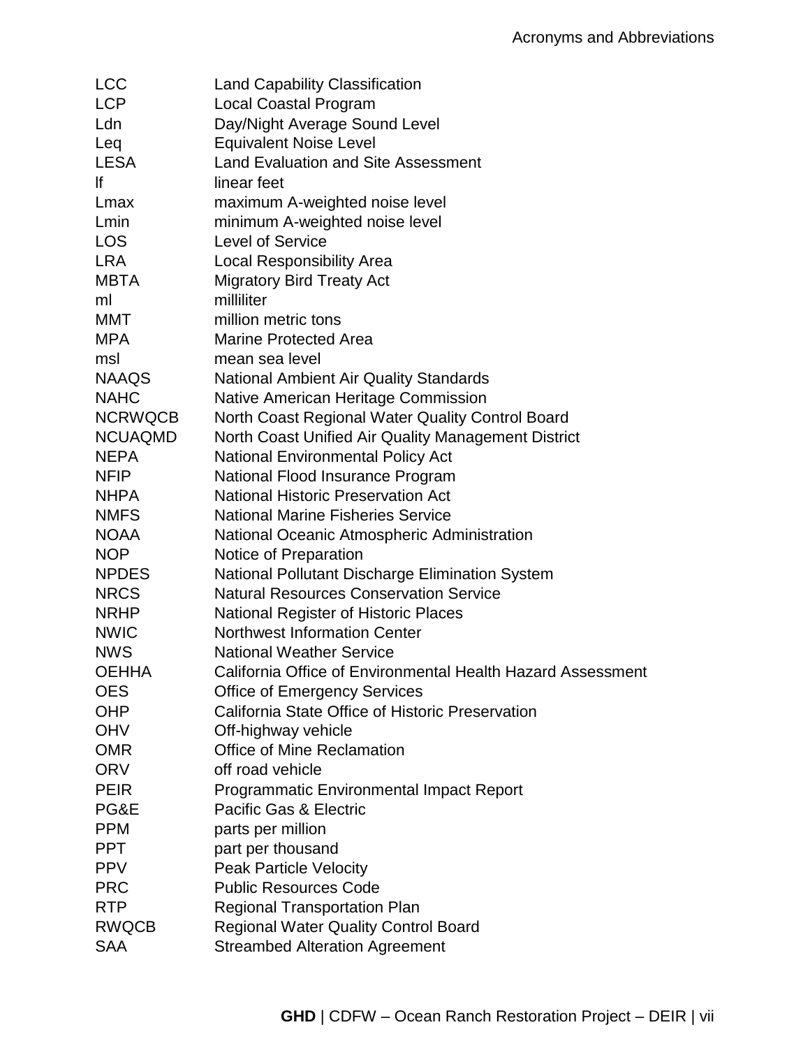| | |
|---|---|
| LCC | Land Capability Classification |
| LCP | Local Coastal Program |
| Ldn | Day/Night Average Sound Level |
| Leq | Equivalent Noise Level |
| LESA | Land Evaluation and Site Assessment |
| lf | linear feet |
| Lmax | maximum A-weighted noise level |
| Lmin | minimum A-weighted noise level |
| LOS | Level of Service |
| LRA | Local Responsibility Area |
| MBTA | Migratory Bird Treaty Act |
| ml | milliliter |
| MMT | million metric tons |
| MPA | Marine Protected Area |
| msl | mean sea level |
| NAAQS | National Ambient Air Quality Standards |
| NAHC | Native American Heritage Commission |
| NCRWQCB | North Coast Regional Water Quality Control Board |
| NCUAQMD | North Coast Unified Air Quality Management District |
| NEPA | National Environmental Policy Act |
| NFIP | National Flood Insurance Program |
| NHPA | National Historic Preservation Act |
| NMFS | National Marine Fisheries Service |
| NOAA | National Oceanic Atmospheric Administration |
| NOP | Notice of Preparation |
| NPDES | National Pollutant Discharge Elimination System |
| NRCS | Natural Resources Conservation Service |
| NRHP | National Register of Historic Places |
| NWIC | Northwest Information Center |
| NWS | National Weather Service |
| OEHHA | California Office of Environmental Health Hazard Assessment |
| OES | Office of Emergency Services |
| OHP | California State Office of Historic Preservation |
| OHV | Off-highway vehicle |
| OMR | Office of Mine Reclamation |
| ORV | off road vehicle |
| PEIR | Programmatic Environmental Impact Report |
| PG&E | Pacific Gas & Electric |
| PPM | parts per million |
| PPT | part per thousand |
| PPV | Peak Particle Velocity |
| PRC | Public Resources Code |
| RTP | Regional Transportation Plan |
| RWQCB | Regional Water Quality Control Board |
| SAA | Streambed Alteration Agreement |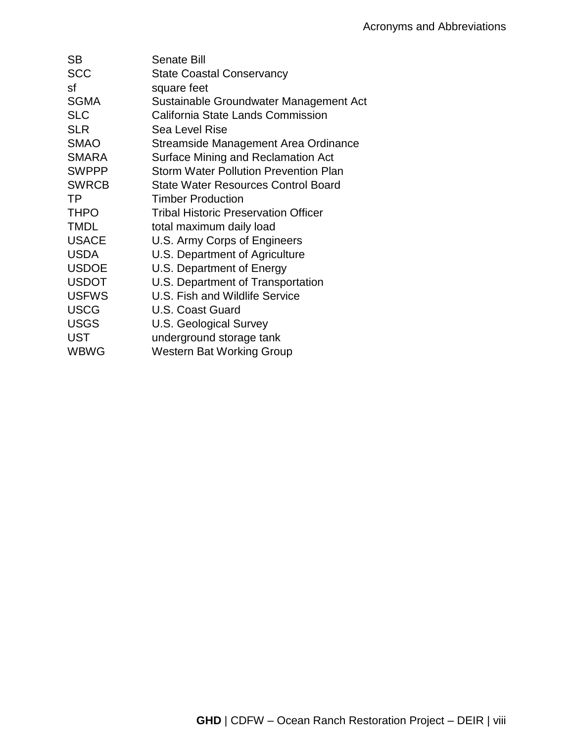| | |
|---|---|
| SB | Senate Bill |
| SCC | State Coastal Conservancy |
| sf | square feet |
| SGMA | Sustainable Groundwater Management Act |
| SLC | California State Lands Commission |
| SLR | Sea Level Rise |
| SMAO | Streamside Management Area Ordinance |
| SMARA | Surface Mining and Reclamation Act |
| SWPPP | Storm Water Pollution Prevention Plan |
| SWRCB | State Water Resources Control Board |
| TP | Timber Production |
| THPO | Tribal Historic Preservation Officer |
| TMDL | total maximum daily load |
| USACE | U.S. Army Corps of Engineers |
| USDA | U.S. Department of Agriculture |
| USDOE | U.S. Department of Energy |
| USDOT | U.S. Department of Transportation |
| USFWS | U.S. Fish and Wildlife Service |
| USCG | U.S. Coast Guard |
| USGS | U.S. Geological Survey |
| UST | underground storage tank |
| WBWG | Western Bat Working Group |